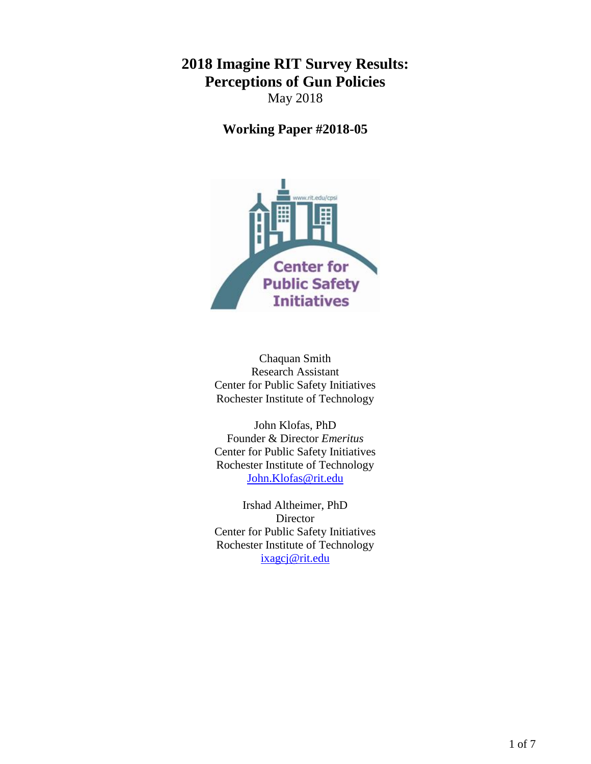# 2018 Imagine RIT Survey Results: Perceptions of Gun Policies

May 2018

## Working Paper #2018-05

Chaquan Smith
Research Assistant
Center for Public Safety Initiatives
Rochester Institute of Technology

John Klofas, PhD
Founder & Director *Emeritus*
Center for Public Safety Initiatives
Rochester Institute of Technology
John.Klofas@rit.edu

Irshad Altheimer, PhD
Director
Center for Public Safety Initiatives
Rochester Institute of Technology
ixagcj@rit.edu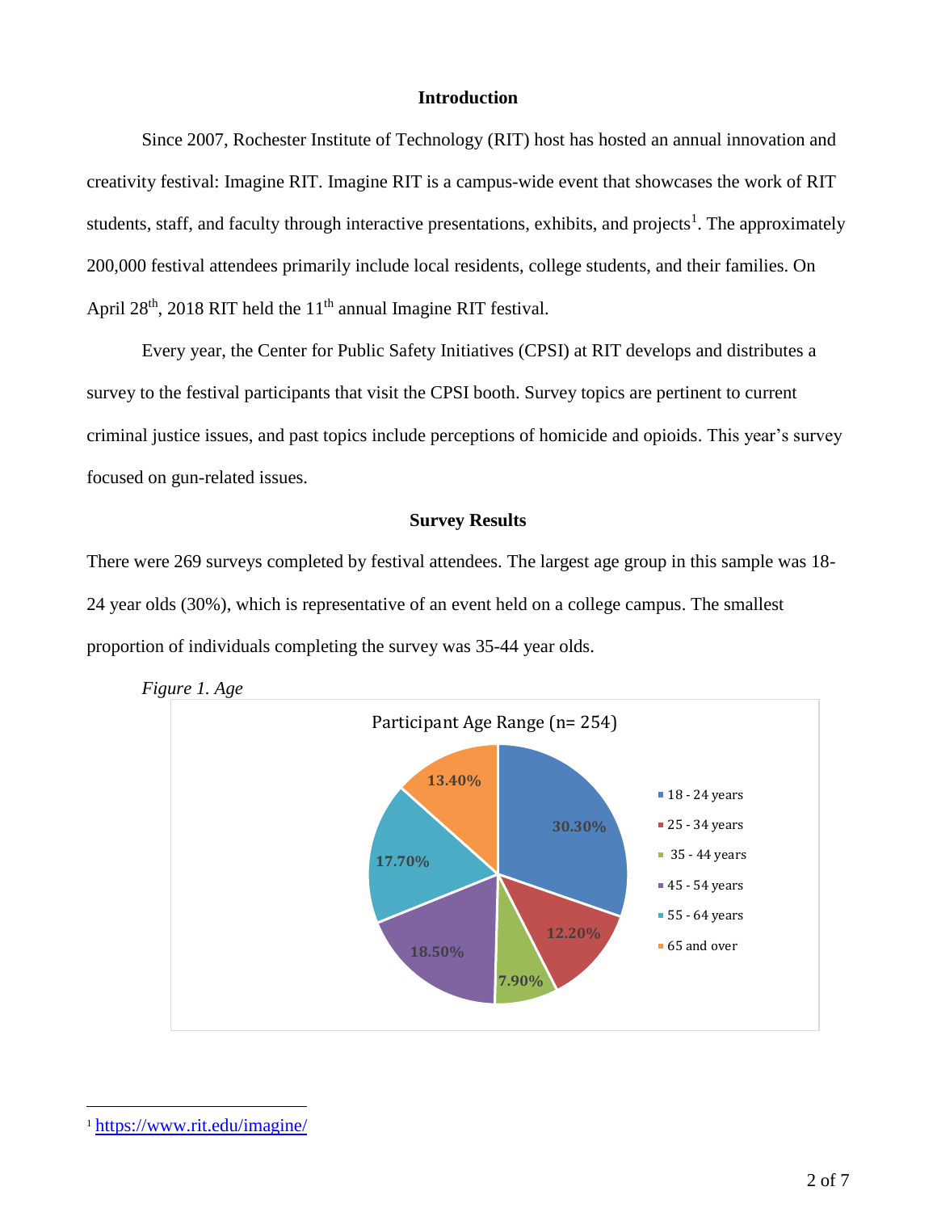## Introduction

Since 2007, Rochester Institute of Technology (RIT) host has hosted an annual innovation and creativity festival: Imagine RIT. Imagine RIT is a campus-wide event that showcases the work of RIT students, staff, and faculty through interactive presentations, exhibits, and projects[1]. The approximately 200,000 festival attendees primarily include local residents, college students, and their families. On April 28th, 2018 RIT held the 11th annual Imagine RIT festival.

Every year, the Center for Public Safety Initiatives (CPSI) at RIT develops and distributes a survey to the festival participants that visit the CPSI booth. Survey topics are pertinent to current criminal justice issues, and past topics include perceptions of homicide and opioids. This year's survey focused on gun-related issues.

## Survey Results

There were 269 surveys completed by festival attendees. The largest age group in this sample was 18-24 year olds (30%), which is representative of an event held on a college campus. The smallest proportion of individuals completing the survey was 35-44 year olds.

*Figure 1. Age*

Participant Age Range (n= 254)

| Age Range | Percentage |
|---|---|
| 18 - 24 years | 30.30% |
| 25 - 34 years | 12.20% |
| 35 - 44 years | 7.90% |
| 45 - 54 years | 18.50% |
| 55 - 64 years | 17.70% |
| 65 and over | 13.40% |

[1] https://www.rit.edu/imagine/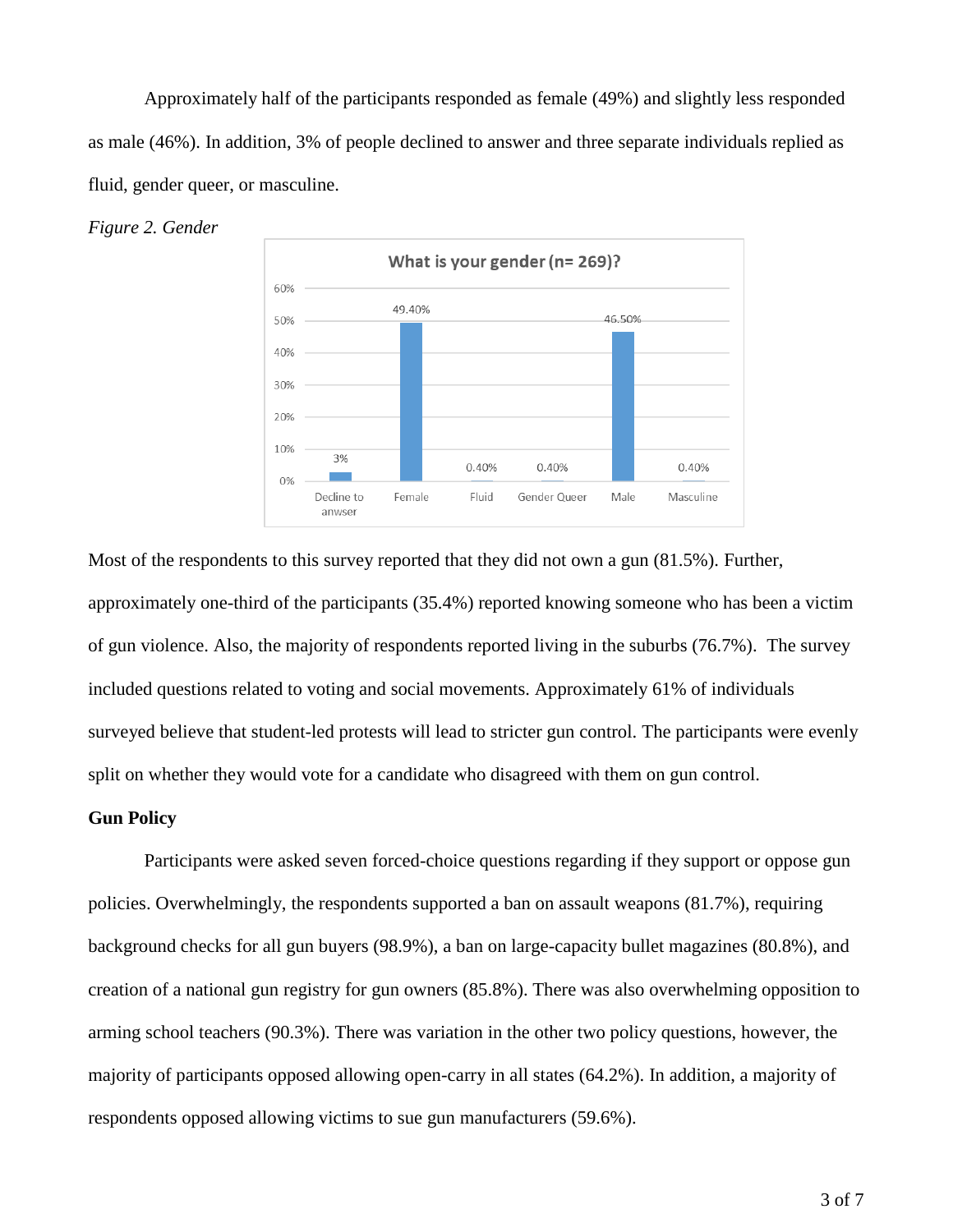Approximately half of the participants responded as female (49%) and slightly less responded as male (46%). In addition, 3% of people declined to answer and three separate individuals replied as fluid, gender queer, or masculine.

*Figure 2. Gender*

Most of the respondents to this survey reported that they did not own a gun (81.5%). Further, approximately one-third of the participants (35.4%) reported knowing someone who has been a victim of gun violence. Also, the majority of respondents reported living in the suburbs (76.7%). The survey included questions related to voting and social movements. Approximately 61% of individuals surveyed believe that student-led protests will lead to stricter gun control. The participants were evenly split on whether they would vote for a candidate who disagreed with them on gun control.

**Gun Policy**

Participants were asked seven forced-choice questions regarding if they support or oppose gun policies. Overwhelmingly, the respondents supported a ban on assault weapons (81.7%), requiring background checks for all gun buyers (98.9%), a ban on large-capacity bullet magazines (80.8%), and creation of a national gun registry for gun owners (85.8%). There was also overwhelming opposition to arming school teachers (90.3%). There was variation in the other two policy questions, however, the majority of participants opposed allowing open-carry in all states (64.2%). In addition, a majority of respondents opposed allowing victims to sue gun manufacturers (59.6%).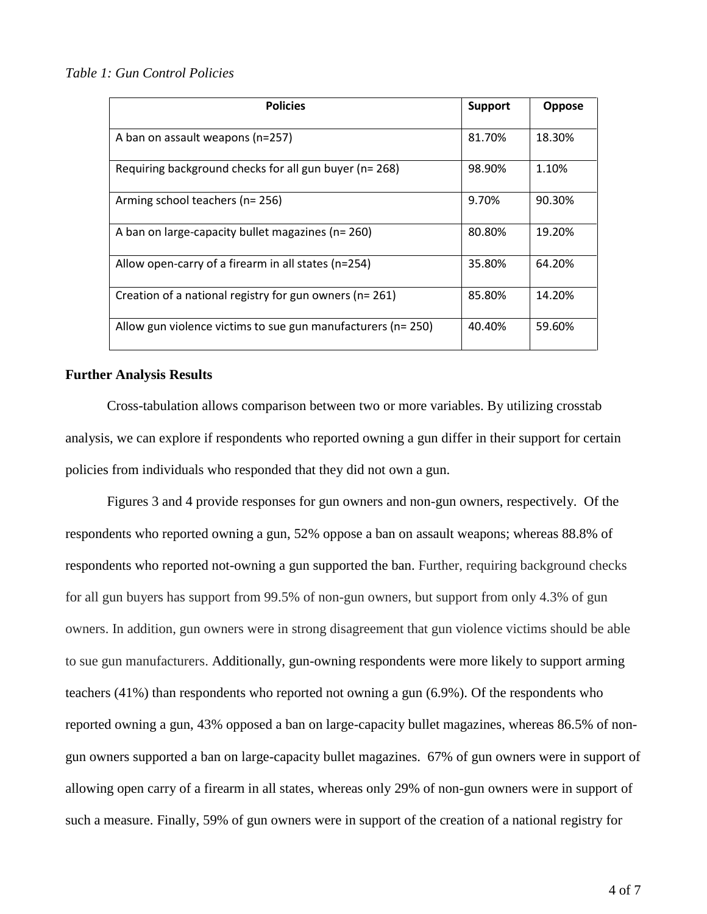*Table 1: Gun Control Policies*

| Policies | Support | Oppose |
|---|---|---|
| A ban on assault weapons (n=257) | 81.70% | 18.30% |
| Requiring background checks for all gun buyer (n= 268) | 98.90% | 1.10% |
| Arming school teachers (n= 256) | 9.70% | 90.30% |
| A ban on large-capacity bullet magazines (n= 260) | 80.80% | 19.20% |
| Allow open-carry of a firearm in all states (n=254) | 35.80% | 64.20% |
| Creation of a national registry for gun owners (n= 261) | 85.80% | 14.20% |
| Allow gun violence victims to sue gun manufacturers (n= 250) | 40.40% | 59.60% |

**Further Analysis Results**

Cross-tabulation allows comparison between two or more variables. By utilizing crosstab analysis, we can explore if respondents who reported owning a gun differ in their support for certain policies from individuals who responded that they did not own a gun.

Figures 3 and 4 provide responses for gun owners and non-gun owners, respectively. Of the respondents who reported owning a gun, 52% oppose a ban on assault weapons; whereas 88.8% of respondents who reported not-owning a gun supported the ban. Further, requiring background checks for all gun buyers has support from 99.5% of non-gun owners, but support from only 4.3% of gun owners. In addition, gun owners were in strong disagreement that gun violence victims should be able to sue gun manufacturers. Additionally, gun-owning respondents were more likely to support arming teachers (41%) than respondents who reported not owning a gun (6.9%). Of the respondents who reported owning a gun, 43% opposed a ban on large-capacity bullet magazines, whereas 86.5% of non-gun owners supported a ban on large-capacity bullet magazines. 67% of gun owners were in support of allowing open carry of a firearm in all states, whereas only 29% of non-gun owners were in support of such a measure. Finally, 59% of gun owners were in support of the creation of a national registry for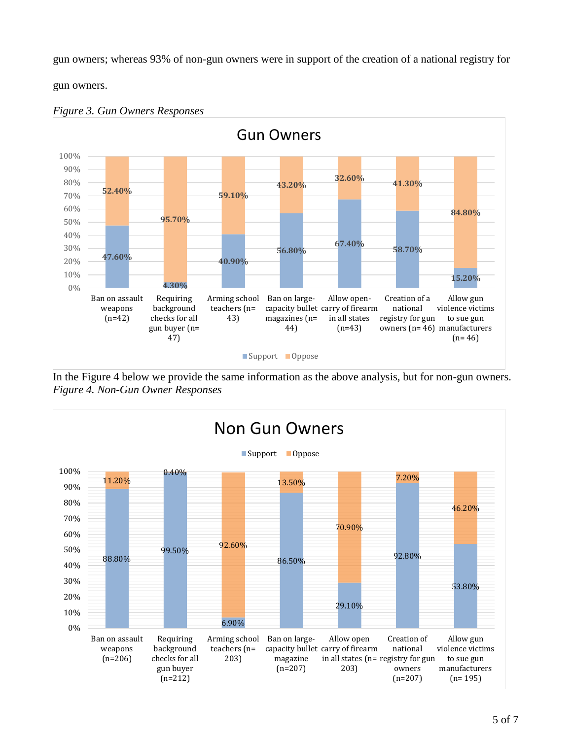gun owners; whereas 93% of non-gun owners were in support of the creation of a national registry for gun owners.

*Figure 3. Gun Owners Responses*

| Gun Owners | Support | Oppose |
|---|---|---|
| Ban on assault weapons (n=42) | 47.60% | 52.40% |
| Requiring background checks for all gun buyer (n= 47) | 4.30% | 95.70% |
| Arming school teachers (n= 43) | 40.90% | 59.10% |
| Ban on large-capacity bullet magazines (n= 44) | 56.80% | 43.20% |
| Allow open-carry of firearm in all states (n=43) | 67.40% | 32.60% |
| Creation of a national registry for gun owners (n= 46) | 58.70% | 41.30% |
| Allow gun violence victims to sue gun manufacturers (n= 46) | 15.20% | 84.80% |

In the Figure 4 below we provide the same information as the above analysis, but for non-gun owners.

*Figure 4. Non-Gun Owner Responses*

| Non Gun Owners | Support | Oppose |
|---|---|---|
| Ban on assault weapons (n=206) | 88.80% | 11.20% |
| Requiring background checks for all gun buyer (n=212) | 99.50% | 0.40% |
| Arming school teachers (n= 203) | 6.90% | 92.60% |
| Ban on large-capacity bullet magazine (n=207) | 86.50% | 13.50% |
| Allow open carry of firearm in all states (n= 203) | 29.10% | 70.90% |
| Creation of national registry for gun owners (n=207) | 92.80% | 7.20% |
| Allow gun violence victims to sue gun manufacturers (n= 195) | 53.80% | 46.20% |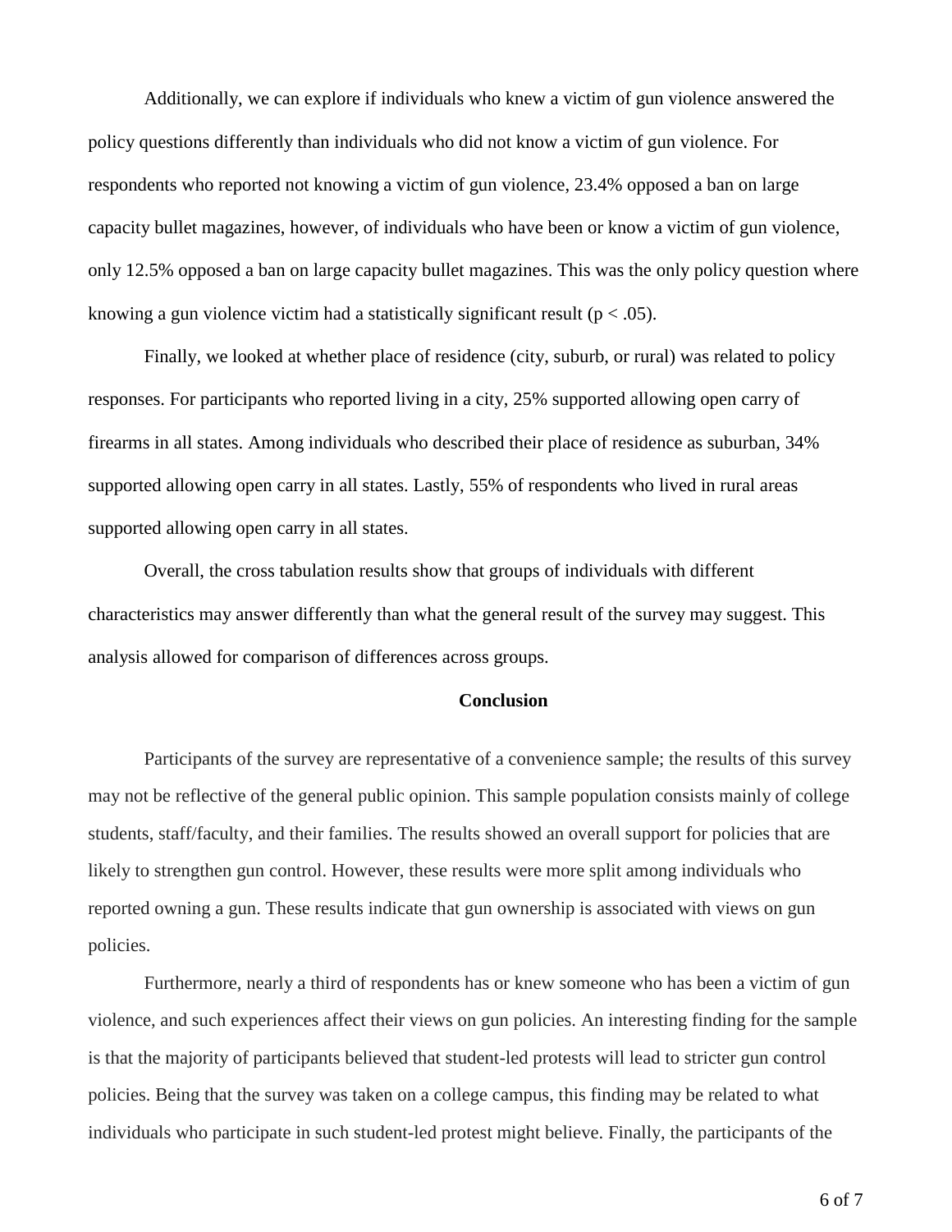Additionally, we can explore if individuals who knew a victim of gun violence answered the policy questions differently than individuals who did not know a victim of gun violence. For respondents who reported not knowing a victim of gun violence, 23.4% opposed a ban on large capacity bullet magazines, however, of individuals who have been or know a victim of gun violence, only 12.5% opposed a ban on large capacity bullet magazines. This was the only policy question where knowing a gun violence victim had a statistically significant result ($p < .05$).

Finally, we looked at whether place of residence (city, suburb, or rural) was related to policy responses. For participants who reported living in a city, 25% supported allowing open carry of firearms in all states. Among individuals who described their place of residence as suburban, 34% supported allowing open carry in all states. Lastly, 55% of respondents who lived in rural areas supported allowing open carry in all states.

Overall, the cross tabulation results show that groups of individuals with different characteristics may answer differently than what the general result of the survey may suggest. This analysis allowed for comparison of differences across groups.

## Conclusion

Participants of the survey are representative of a convenience sample; the results of this survey may not be reflective of the general public opinion. This sample population consists mainly of college students, staff/faculty, and their families. The results showed an overall support for policies that are likely to strengthen gun control. However, these results were more split among individuals who reported owning a gun. These results indicate that gun ownership is associated with views on gun policies.

Furthermore, nearly a third of respondents has or knew someone who has been a victim of gun violence, and such experiences affect their views on gun policies. An interesting finding for the sample is that the majority of participants believed that student-led protests will lead to stricter gun control policies. Being that the survey was taken on a college campus, this finding may be related to what individuals who participate in such student-led protest might believe. Finally, the participants of the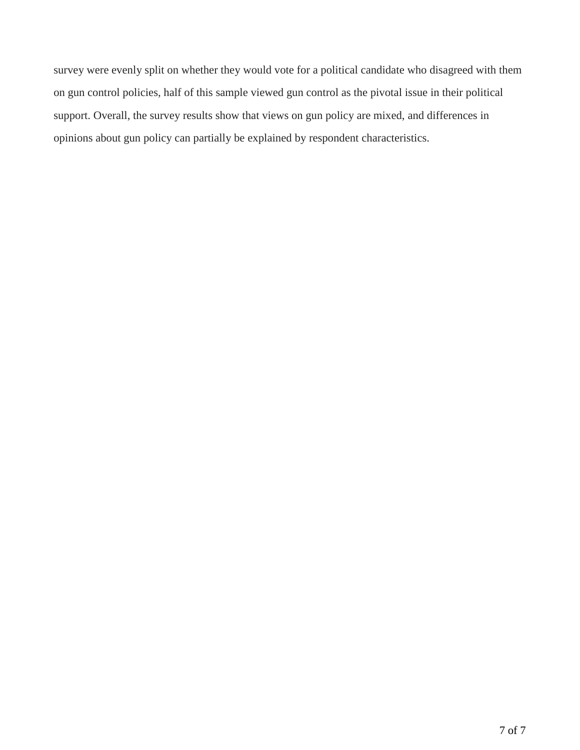survey were evenly split on whether they would vote for a political candidate who disagreed with them on gun control policies, half of this sample viewed gun control as the pivotal issue in their political support. Overall, the survey results show that views on gun policy are mixed, and differences in opinions about gun policy can partially be explained by respondent characteristics.